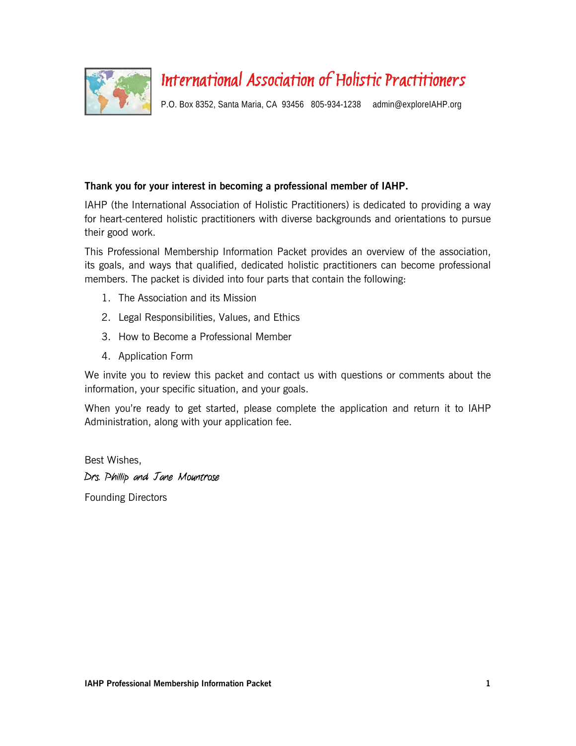# International Association of Holistic Practitioners

P.O. Box 8352, Santa Maria, CA 93456 805-934-1238 admin@exploreIAHP.org

**Thank you for your interest in becoming a professional member of IAHP.**

IAHP (the International Association of Holistic Practitioners) is dedicated to providing a way for heart-centered holistic practitioners with diverse backgrounds and orientations to pursue their good work.

This Professional Membership Information Packet provides an overview of the association, its goals, and ways that qualified, dedicated holistic practitioners can become professional members. The packet is divided into four parts that contain the following:

1. The Association and its Mission
2. Legal Responsibilities, Values, and Ethics
3. How to Become a Professional Member
4. Application Form

We invite you to review this packet and contact us with questions or comments about the information, your specific situation, and your goals.

When you're ready to get started, please complete the application and return it to IAHP Administration, along with your application fee.

Best Wishes,

*Drs. Phillip and Jane Mountrose*

Founding Directors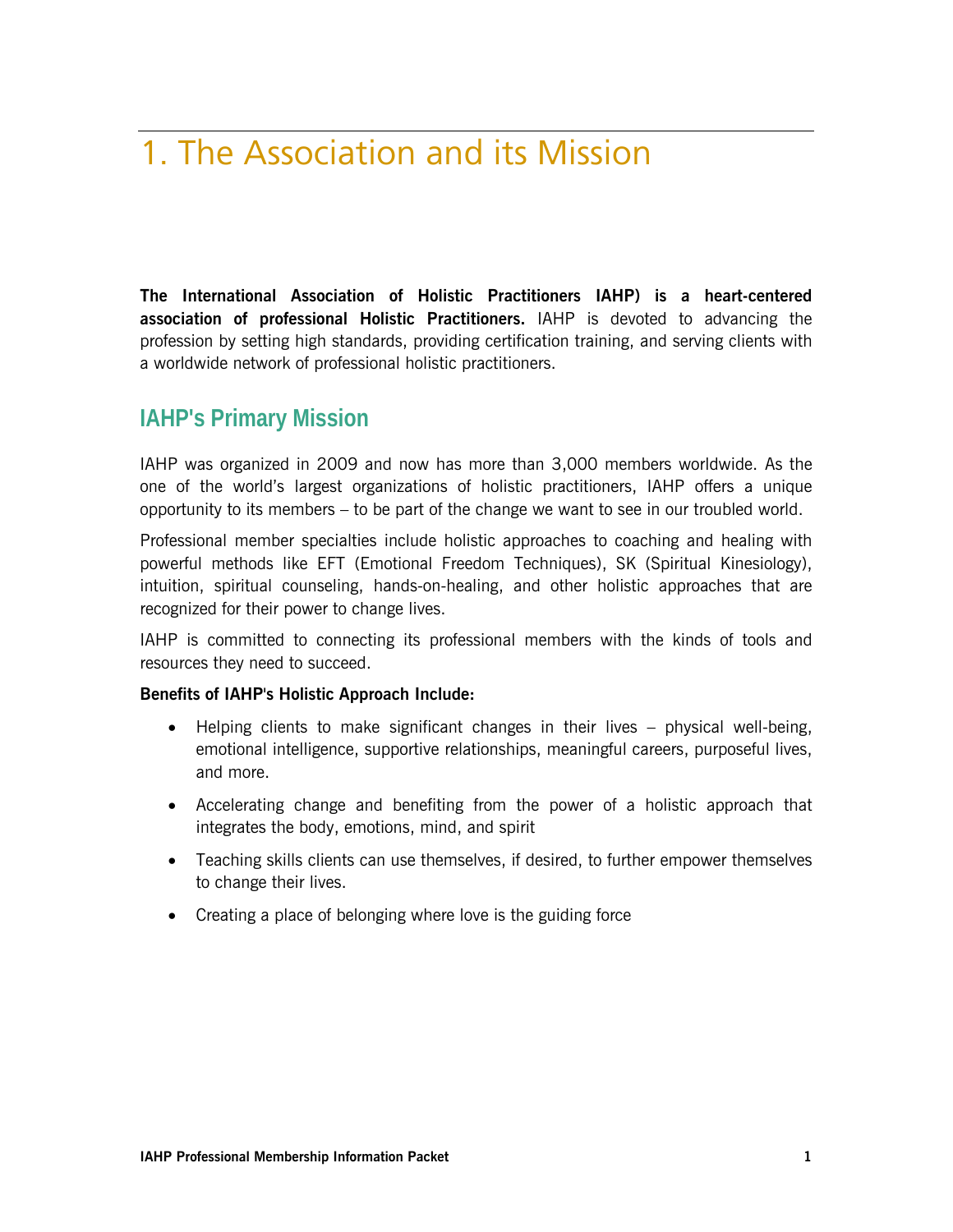# 1. The Association and its Mission

**The International Association of Holistic Practitioners IAHP) is a heart-centered association of professional Holistic Practitioners.** IAHP is devoted to advancing the profession by setting high standards, providing certification training, and serving clients with a worldwide network of professional holistic practitioners.

## IAHP's Primary Mission

IAHP was organized in 2009 and now has more than 3,000 members worldwide. As the one of the world's largest organizations of holistic practitioners, IAHP offers a unique opportunity to its members – to be part of the change we want to see in our troubled world.

Professional member specialties include holistic approaches to coaching and healing with powerful methods like EFT (Emotional Freedom Techniques), SK (Spiritual Kinesiology), intuition, spiritual counseling, hands-on-healing, and other holistic approaches that are recognized for their power to change lives.

IAHP is committed to connecting its professional members with the kinds of tools and resources they need to succeed.

**Benefits of IAHP's Holistic Approach Include:**

- Helping clients to make significant changes in their lives – physical well-being, emotional intelligence, supportive relationships, meaningful careers, purposeful lives, and more.
- Accelerating change and benefiting from the power of a holistic approach that integrates the body, emotions, mind, and spirit
- Teaching skills clients can use themselves, if desired, to further empower themselves to change their lives.
- Creating a place of belonging where love is the guiding force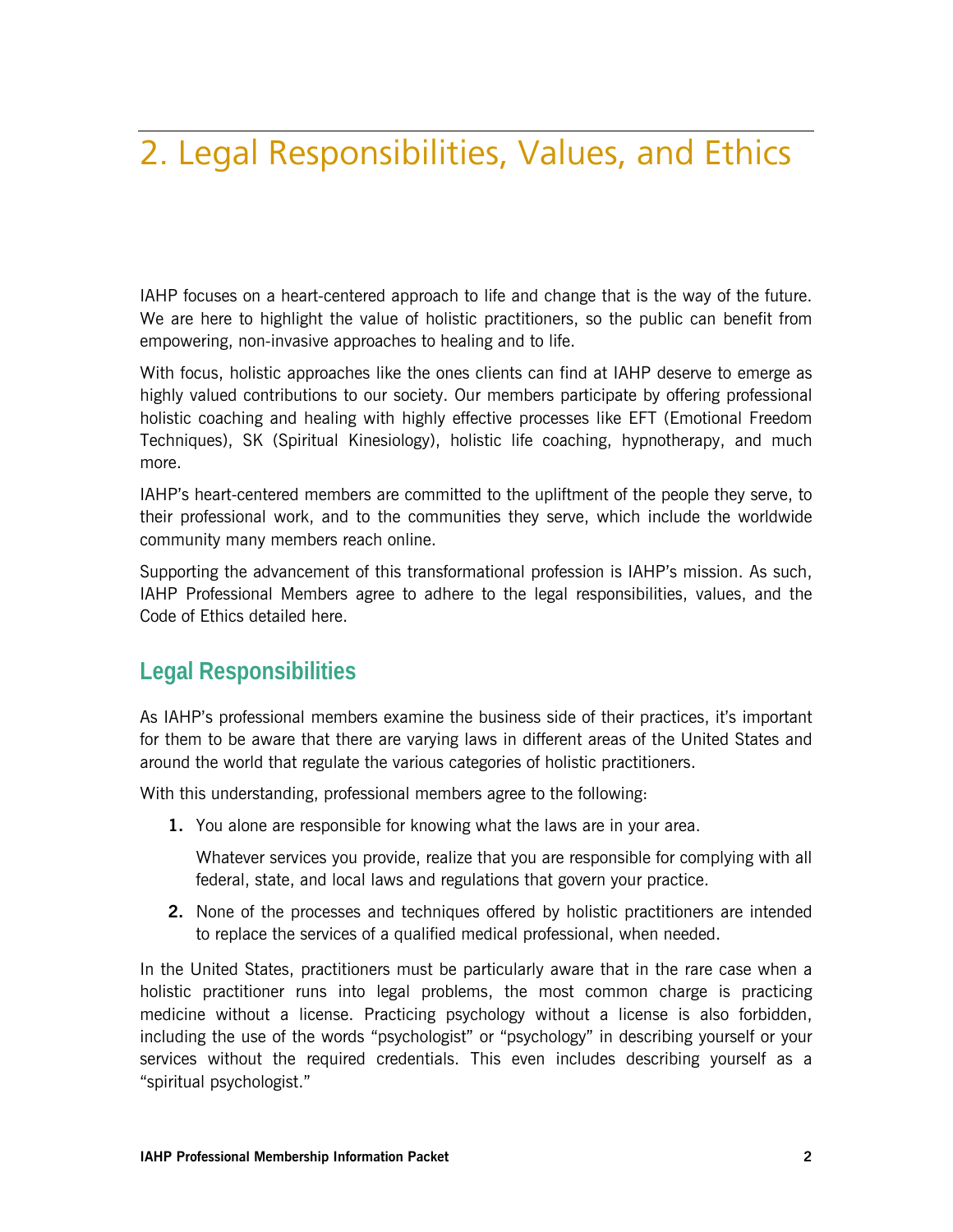# 2. Legal Responsibilities, Values, and Ethics

IAHP focuses on a heart-centered approach to life and change that is the way of the future. We are here to highlight the value of holistic practitioners, so the public can benefit from empowering, non-invasive approaches to healing and to life.

With focus, holistic approaches like the ones clients can find at IAHP deserve to emerge as highly valued contributions to our society. Our members participate by offering professional holistic coaching and healing with highly effective processes like EFT (Emotional Freedom Techniques), SK (Spiritual Kinesiology), holistic life coaching, hypnotherapy, and much more.

IAHP's heart-centered members are committed to the upliftment of the people they serve, to their professional work, and to the communities they serve, which include the worldwide community many members reach online.

Supporting the advancement of this transformational profession is IAHP's mission. As such, IAHP Professional Members agree to adhere to the legal responsibilities, values, and the Code of Ethics detailed here.

## Legal Responsibilities

As IAHP's professional members examine the business side of their practices, it's important for them to be aware that there are varying laws in different areas of the United States and around the world that regulate the various categories of holistic practitioners.

With this understanding, professional members agree to the following:

1. You alone are responsible for knowing what the laws are in your area.

   Whatever services you provide, realize that you are responsible for complying with all federal, state, and local laws and regulations that govern your practice.

2. None of the processes and techniques offered by holistic practitioners are intended to replace the services of a qualified medical professional, when needed.

In the United States, practitioners must be particularly aware that in the rare case when a holistic practitioner runs into legal problems, the most common charge is practicing medicine without a license. Practicing psychology without a license is also forbidden, including the use of the words "psychologist" or "psychology" in describing yourself or your services without the required credentials. This even includes describing yourself as a "spiritual psychologist."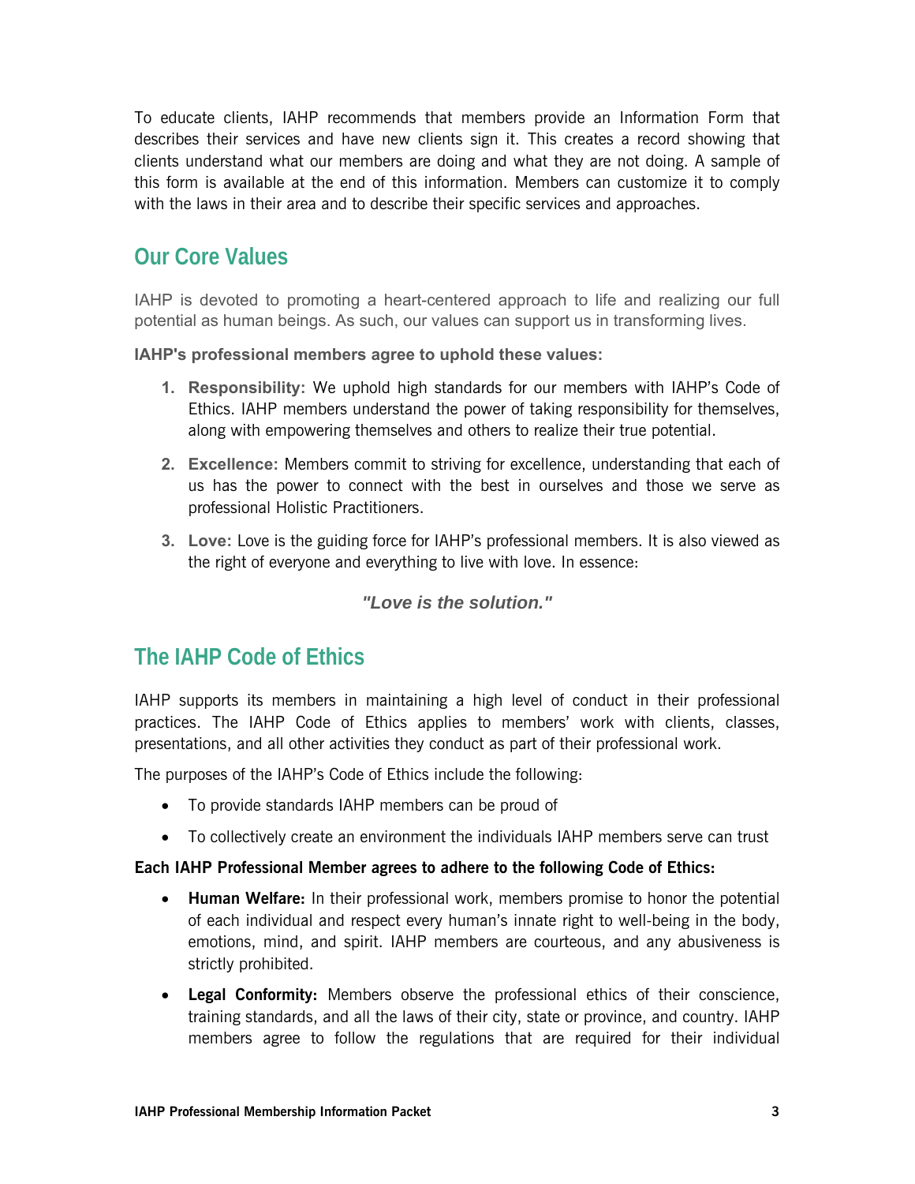To educate clients, IAHP recommends that members provide an Information Form that describes their services and have new clients sign it. This creates a record showing that clients understand what our members are doing and what they are not doing. A sample of this form is available at the end of this information. Members can customize it to comply with the laws in their area and to describe their specific services and approaches.

## Our Core Values

IAHP is devoted to promoting a heart-centered approach to life and realizing our full potential as human beings. As such, our values can support us in transforming lives.

**IAHP's professional members agree to uphold these values:**

1. **Responsibility:** We uphold high standards for our members with IAHP's Code of Ethics. IAHP members understand the power of taking responsibility for themselves, along with empowering themselves and others to realize their true potential.
2. **Excellence:** Members commit to striving for excellence, understanding that each of us has the power to connect with the best in ourselves and those we serve as professional Holistic Practitioners.
3. **Love:** Love is the guiding force for IAHP's professional members. It is also viewed as the right of everyone and everything to live with love. In essence:

***"Love is the solution."***

## The IAHP Code of Ethics

IAHP supports its members in maintaining a high level of conduct in their professional practices. The IAHP Code of Ethics applies to members' work with clients, classes, presentations, and all other activities they conduct as part of their professional work.

The purposes of the IAHP's Code of Ethics include the following:

- To provide standards IAHP members can be proud of
- To collectively create an environment the individuals IAHP members serve can trust

**Each IAHP Professional Member agrees to adhere to the following Code of Ethics:**

- **Human Welfare:** In their professional work, members promise to honor the potential of each individual and respect every human's innate right to well-being in the body, emotions, mind, and spirit. IAHP members are courteous, and any abusiveness is strictly prohibited.
- **Legal Conformity:** Members observe the professional ethics of their conscience, training standards, and all the laws of their city, state or province, and country. IAHP members agree to follow the regulations that are required for their individual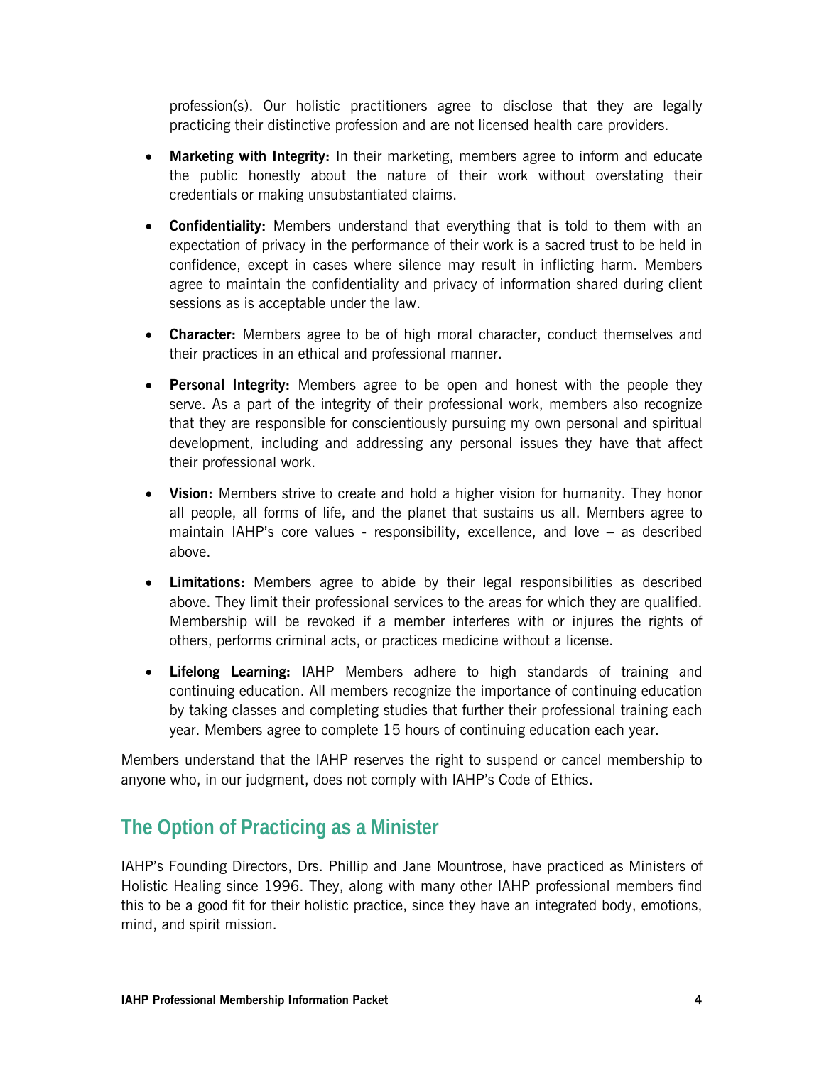profession(s). Our holistic practitioners agree to disclose that they are legally practicing their distinctive profession and are not licensed health care providers.

- **Marketing with Integrity:** In their marketing, members agree to inform and educate the public honestly about the nature of their work without overstating their credentials or making unsubstantiated claims.
- **Confidentiality:** Members understand that everything that is told to them with an expectation of privacy in the performance of their work is a sacred trust to be held in confidence, except in cases where silence may result in inflicting harm. Members agree to maintain the confidentiality and privacy of information shared during client sessions as is acceptable under the law.
- **Character:** Members agree to be of high moral character, conduct themselves and their practices in an ethical and professional manner.
- **Personal Integrity:** Members agree to be open and honest with the people they serve. As a part of the integrity of their professional work, members also recognize that they are responsible for conscientiously pursuing my own personal and spiritual development, including and addressing any personal issues they have that affect their professional work.
- **Vision:** Members strive to create and hold a higher vision for humanity. They honor all people, all forms of life, and the planet that sustains us all. Members agree to maintain IAHP's core values - responsibility, excellence, and love – as described above.
- **Limitations:** Members agree to abide by their legal responsibilities as described above. They limit their professional services to the areas for which they are qualified. Membership will be revoked if a member interferes with or injures the rights of others, performs criminal acts, or practices medicine without a license.
- **Lifelong Learning:** IAHP Members adhere to high standards of training and continuing education. All members recognize the importance of continuing education by taking classes and completing studies that further their professional training each year. Members agree to complete 15 hours of continuing education each year.

Members understand that the IAHP reserves the right to suspend or cancel membership to anyone who, in our judgment, does not comply with IAHP's Code of Ethics.

## The Option of Practicing as a Minister

IAHP's Founding Directors, Drs. Phillip and Jane Mountrose, have practiced as Ministers of Holistic Healing since 1996. They, along with many other IAHP professional members find this to be a good fit for their holistic practice, since they have an integrated body, emotions, mind, and spirit mission.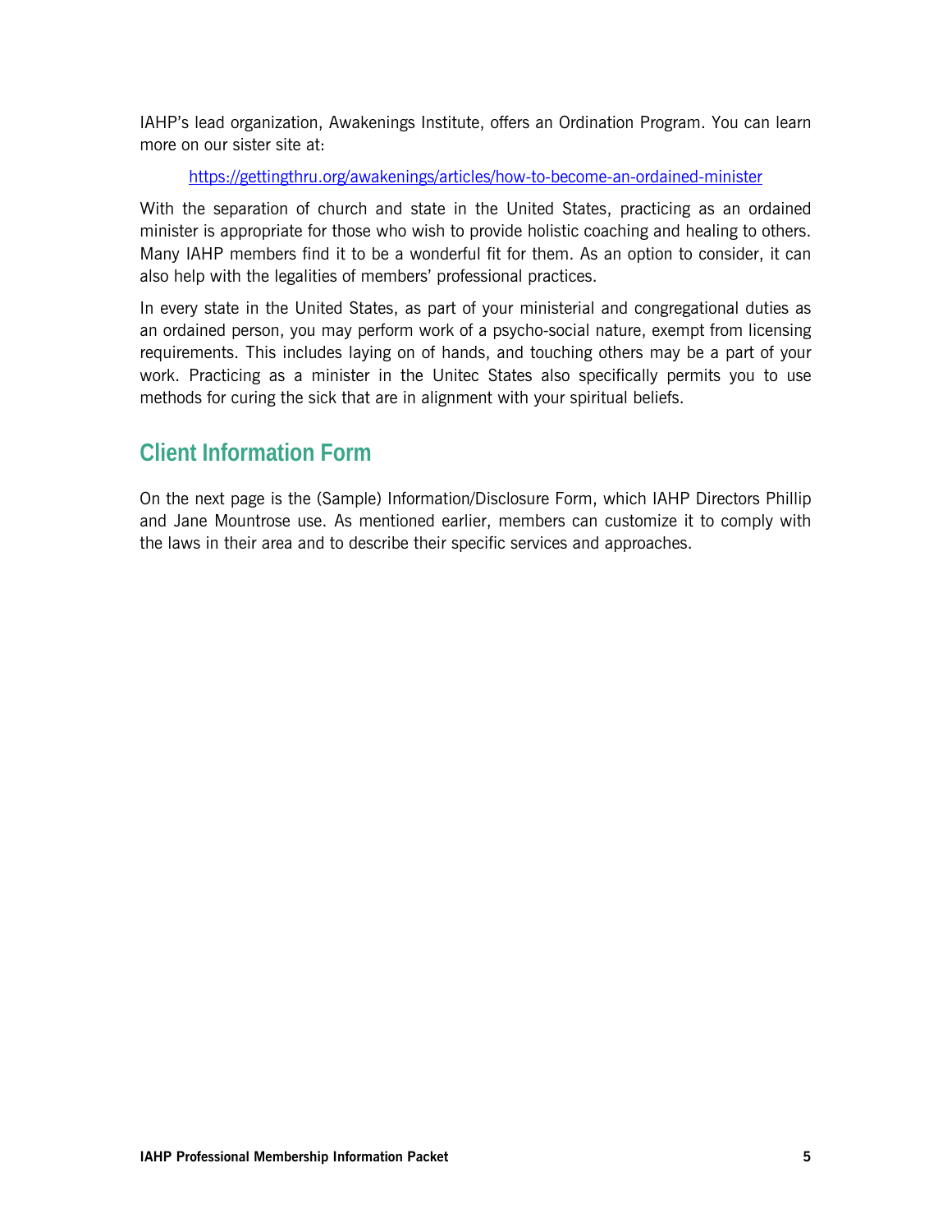IAHP's lead organization, Awakenings Institute, offers an Ordination Program. You can learn more on our sister site at:

https://gettingthru.org/awakenings/articles/how-to-become-an-ordained-minister

With the separation of church and state in the United States, practicing as an ordained minister is appropriate for those who wish to provide holistic coaching and healing to others. Many IAHP members find it to be a wonderful fit for them. As an option to consider, it can also help with the legalities of members' professional practices.

In every state in the United States, as part of your ministerial and congregational duties as an ordained person, you may perform work of a psycho-social nature, exempt from licensing requirements. This includes laying on of hands, and touching others may be a part of your work. Practicing as a minister in the Unitec States also specifically permits you to use methods for curing the sick that are in alignment with your spiritual beliefs.

## Client Information Form

On the next page is the (Sample) Information/Disclosure Form, which IAHP Directors Phillip and Jane Mountrose use. As mentioned earlier, members can customize it to comply with the laws in their area and to describe their specific services and approaches.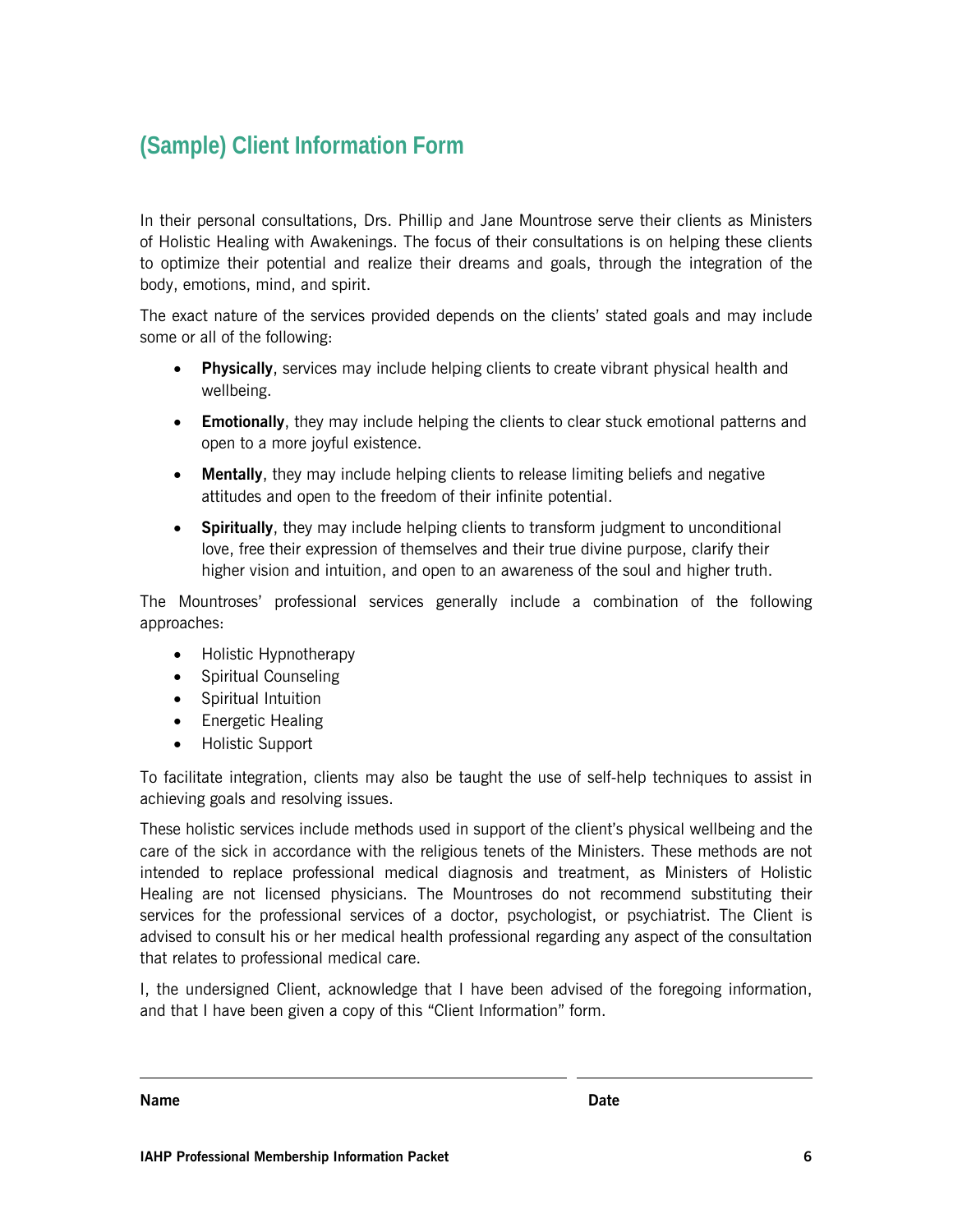## (Sample) Client Information Form

In their personal consultations, Drs. Phillip and Jane Mountrose serve their clients as Ministers of Holistic Healing with Awakenings. The focus of their consultations is on helping these clients to optimize their potential and realize their dreams and goals, through the integration of the body, emotions, mind, and spirit.

The exact nature of the services provided depends on the clients' stated goals and may include some or all of the following:

- **Physically**, services may include helping clients to create vibrant physical health and wellbeing.
- **Emotionally**, they may include helping the clients to clear stuck emotional patterns and open to a more joyful existence.
- **Mentally**, they may include helping clients to release limiting beliefs and negative attitudes and open to the freedom of their infinite potential.
- **Spiritually**, they may include helping clients to transform judgment to unconditional love, free their expression of themselves and their true divine purpose, clarify their higher vision and intuition, and open to an awareness of the soul and higher truth.

The Mountroses' professional services generally include a combination of the following approaches:

- Holistic Hypnotherapy
- Spiritual Counseling
- Spiritual Intuition
- Energetic Healing
- Holistic Support

To facilitate integration, clients may also be taught the use of self-help techniques to assist in achieving goals and resolving issues.

These holistic services include methods used in support of the client's physical wellbeing and the care of the sick in accordance with the religious tenets of the Ministers. These methods are not intended to replace professional medical diagnosis and treatment, as Ministers of Holistic Healing are not licensed physicians. The Mountroses do not recommend substituting their services for the professional services of a doctor, psychologist, or psychiatrist. The Client is advised to consult his or her medical health professional regarding any aspect of the consultation that relates to professional medical care.

I, the undersigned Client, acknowledge that I have been advised of the foregoing information, and that I have been given a copy of this "Client Information" form.

\_\_\_\_\_\_\_\_\_\_\_\_\_\_\_\_\_\_\_\_\_\_\_\_\_\_\_\_\_\_\_\_\_\_\_\_\_\_\_\_ \_\_\_\_\_\_\_\_\_\_\_\_\_\_\_\_\_\_\_\_

**Name** **Date**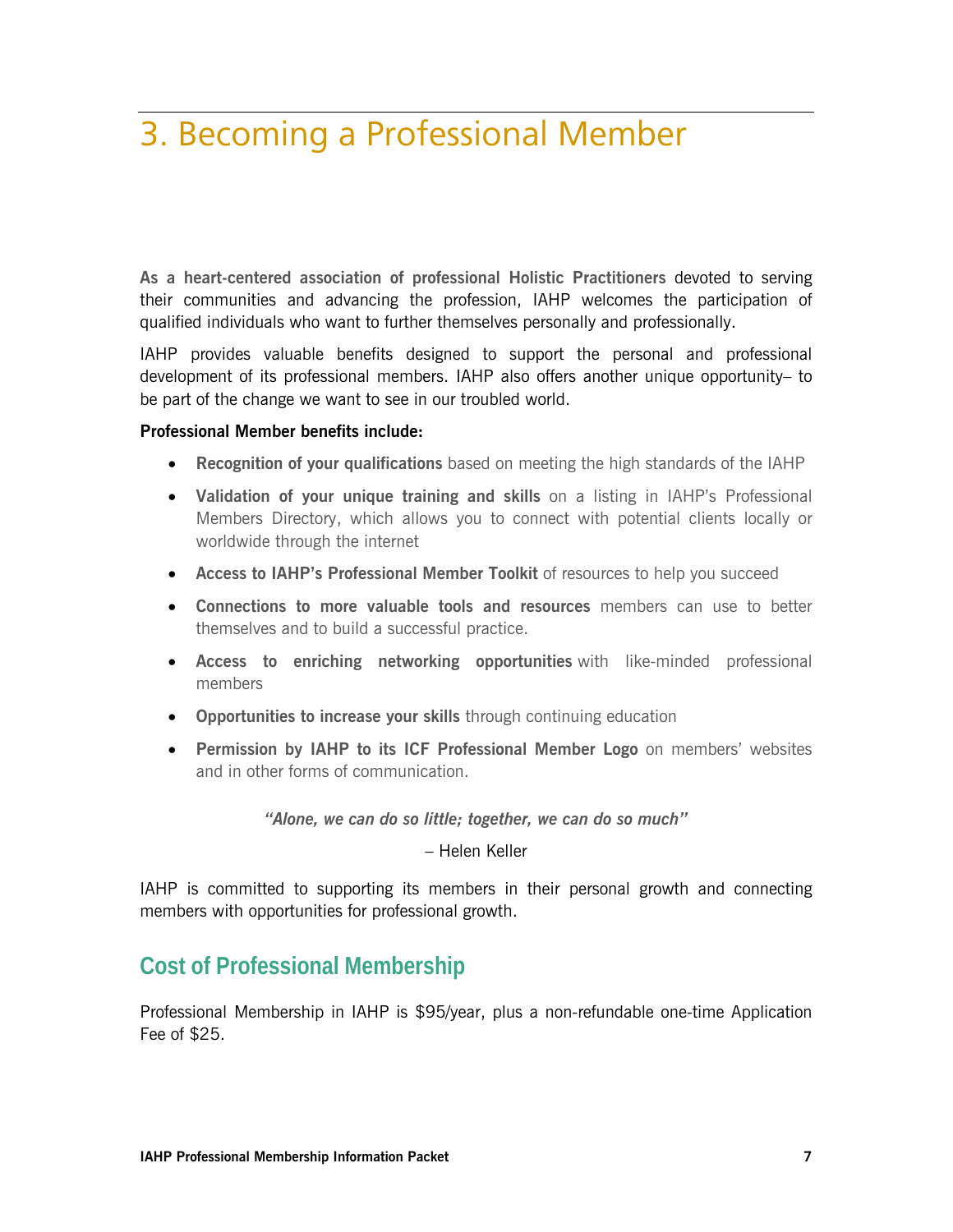# 3. Becoming a Professional Member

**As a heart-centered association of professional Holistic Practitioners** devoted to serving their communities and advancing the profession, IAHP welcomes the participation of qualified individuals who want to further themselves personally and professionally.

IAHP provides valuable benefits designed to support the personal and professional development of its professional members. IAHP also offers another unique opportunity– to be part of the change we want to see in our troubled world.

**Professional Member benefits include:**

- **Recognition of your qualifications** based on meeting the high standards of the IAHP
- **Validation of your unique training and skills** on a listing in IAHP's Professional Members Directory, which allows you to connect with potential clients locally or worldwide through the internet
- **Access to IAHP's Professional Member Toolkit** of resources to help you succeed
- **Connections to more valuable tools and resources** members can use to better themselves and to build a successful practice.
- **Access to enriching networking opportunities** with like-minded professional members
- **Opportunities to increase your skills** through continuing education
- **Permission by IAHP to its ICF Professional Member Logo** on members' websites and in other forms of communication.

***"Alone, we can do so little; together, we can do so much"***

– Helen Keller

IAHP is committed to supporting its members in their personal growth and connecting members with opportunities for professional growth.

## Cost of Professional Membership

Professional Membership in IAHP is $95/year, plus a non-refundable one-time Application Fee of $25.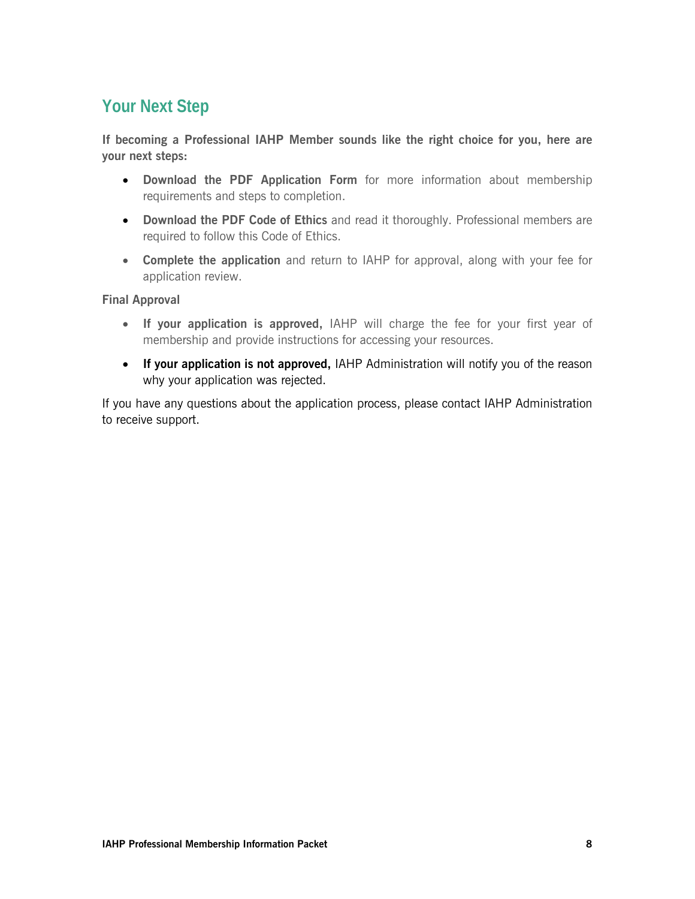## Your Next Step

**If becoming a Professional IAHP Member sounds like the right choice for you, here are your next steps:**

- **Download the PDF Application Form** for more information about membership requirements and steps to completion.
- **Download the PDF Code of Ethics** and read it thoroughly. Professional members are required to follow this Code of Ethics.
- **Complete the application** and return to IAHP for approval, along with your fee for application review.

**Final Approval**

- **If your application is approved,** IAHP will charge the fee for your first year of membership and provide instructions for accessing your resources.
- **If your application is not approved,** IAHP Administration will notify you of the reason why your application was rejected.

If you have any questions about the application process, please contact IAHP Administration to receive support.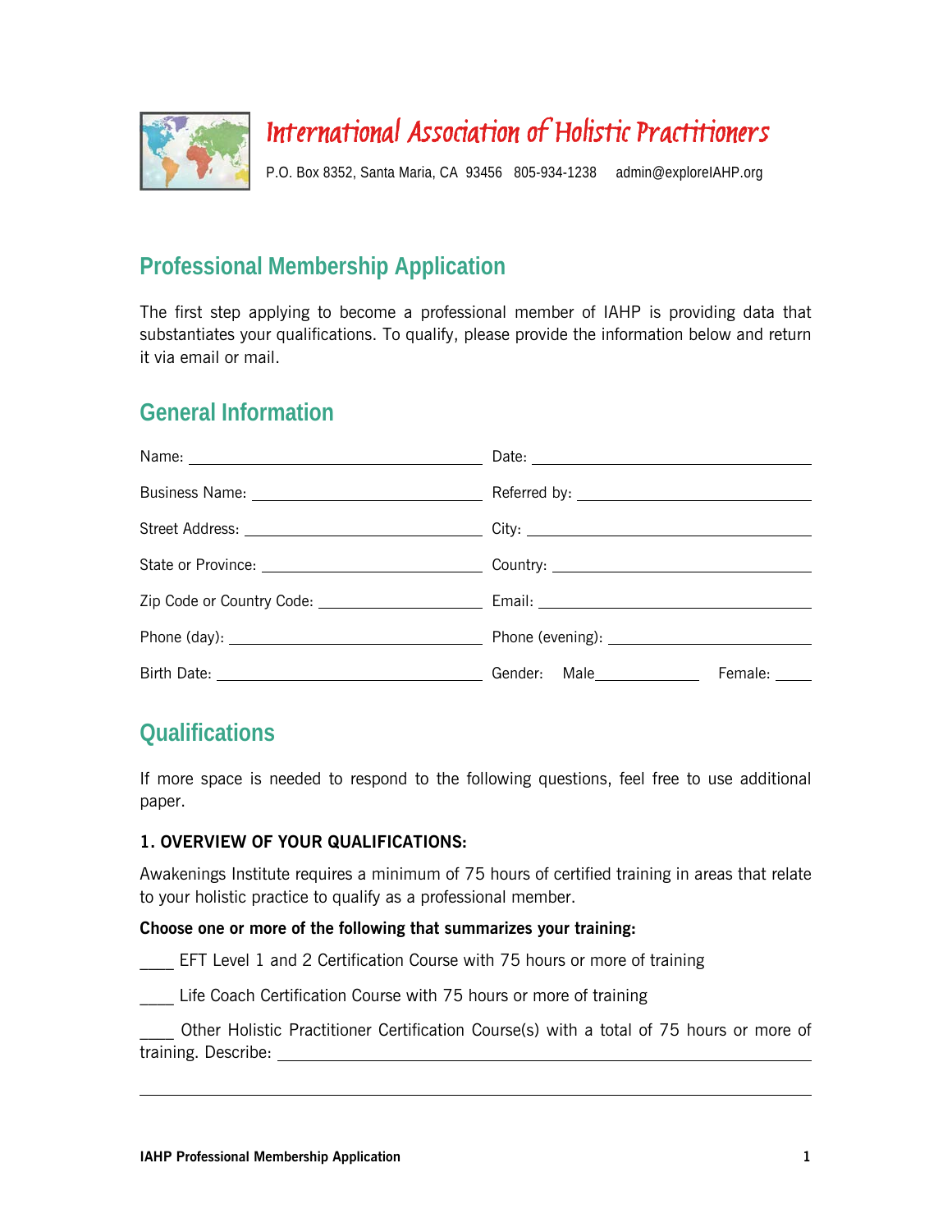# International Association of Holistic Practitioners

P.O. Box 8352, Santa Maria, CA 93456 805-934-1238 admin@exploreIAHP.org

## Professional Membership Application

The first step applying to become a professional member of IAHP is providing data that substantiates your qualifications. To qualify, please provide the information below and return it via email or mail.

## General Information

Name: ______________________ Date: ______________________

Business Name: ______________________ Referred by: ______________________

Street Address: ______________________ City: ______________________

State or Province: ______________________ Country: ______________________

Zip Code or Country Code: ______________________ Email: ______________________

Phone (day): ______________________ Phone (evening): ______________________

Birth Date: ______________________ Gender: Male__________ Female: _____

## Qualifications

If more space is needed to respond to the following questions, feel free to use additional paper.

**1. OVERVIEW OF YOUR QUALIFICATIONS:**

Awakenings Institute requires a minimum of 75 hours of certified training in areas that relate to your holistic practice to qualify as a professional member.

**Choose one or more of the following that summarizes your training:**

____ EFT Level 1 and 2 Certification Course with 75 hours or more of training

____ Life Coach Certification Course with 75 hours or more of training

____ Other Holistic Practitioner Certification Course(s) with a total of 75 hours or more of training. Describe: ______________________

______________________________________________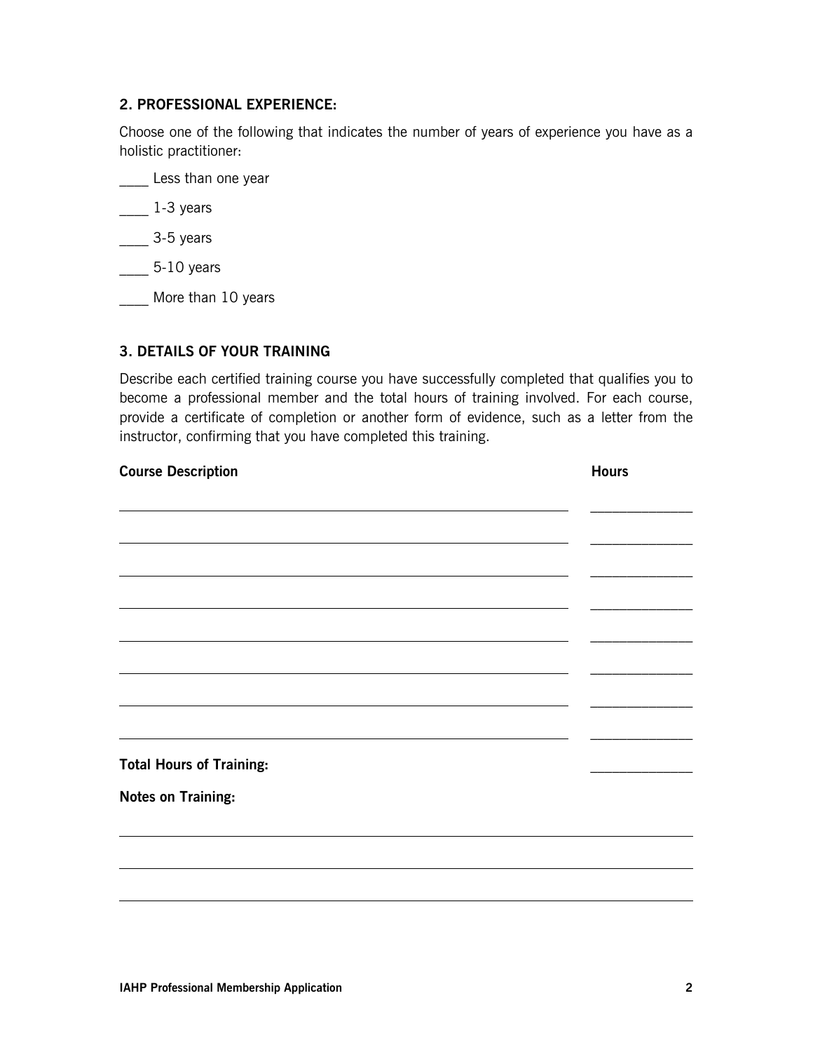## 2. PROFESSIONAL EXPERIENCE:

Choose one of the following that indicates the number of years of experience you have as a holistic practitioner:

____ Less than one year

____ 1-3 years

____ 3-5 years

____ 5-10 years

____ More than 10 years

## 3. DETAILS OF YOUR TRAINING

Describe each certified training course you have successfully completed that qualifies you to become a professional member and the total hours of training involved. For each course, provide a certificate of completion or another form of evidence, such as a letter from the instructor, confirming that you have completed this training.

| Course Description | Hours |
|---|---|
| | |
| | |
| | |
| | |
| | |
| | |
| | |
| | |
| **Total Hours of Training:** | |

**Notes on Training:**

______________________________________________________________________

______________________________________________________________________

______________________________________________________________________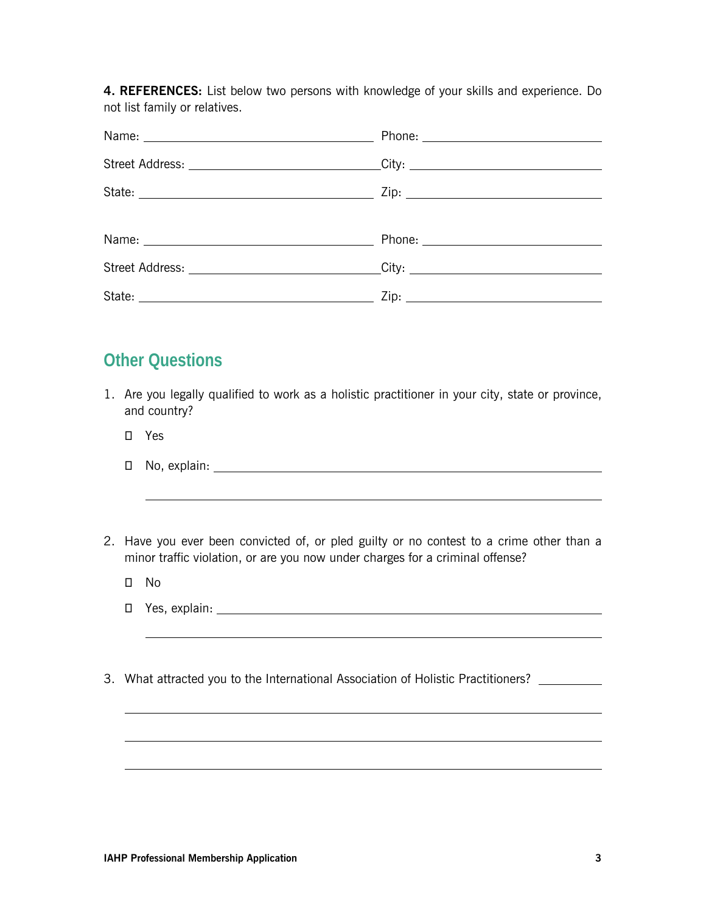**4. REFERENCES:** List below two persons with knowledge of your skills and experience. Do not list family or relatives.

Name: ______________________________ Phone: ______________________________

Street Address: ______________________________ City: ______________________________

State: ______________________________ Zip: ______________________________

Name: ______________________________ Phone: ______________________________

Street Address: ______________________________ City: ______________________________

State: ______________________________ Zip: ______________________________

## Other Questions

1. Are you legally qualified to work as a holistic practitioner in your city, state or province, and country?

   - ☐ Yes
   - ☐ No, explain: ______________________________

     ______________________________

2. Have you ever been convicted of, or pled guilty or no contest to a crime other than a minor traffic violation, or are you now under charges for a criminal offense?

   - ☐ No
   - ☐ Yes, explain: ______________________________

     ______________________________

3. What attracted you to the International Association of Holistic Practitioners? __________

   ______________________________

   ______________________________

   ______________________________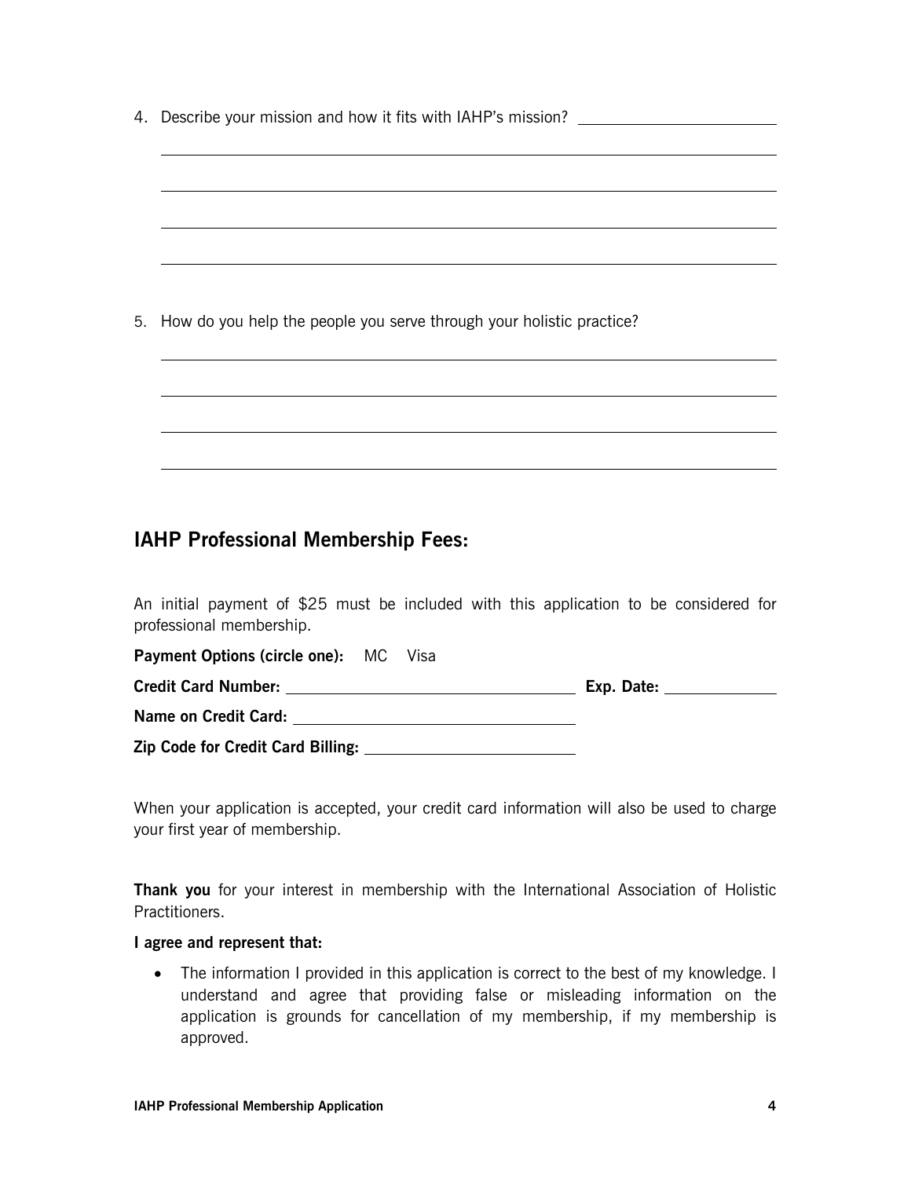4. Describe your mission and how it fits with IAHP's mission? ______________________

____________________________________________________________________________

____________________________________________________________________________

____________________________________________________________________________

____________________________________________________________________________

5. How do you help the people you serve through your holistic practice?

____________________________________________________________________________

____________________________________________________________________________

____________________________________________________________________________

____________________________________________________________________________

## IAHP Professional Membership Fees:

An initial payment of $25 must be included with this application to be considered for professional membership.

**Payment Options (circle one):** MC Visa

**Credit Card Number:** ________________________________ **Exp. Date:** ____________

**Name on Credit Card:** ________________________________

**Zip Code for Credit Card Billing:** ______________________

When your application is accepted, your credit card information will also be used to charge your first year of membership.

**Thank you** for your interest in membership with the International Association of Holistic Practitioners.

**I agree and represent that:**

- The information I provided in this application is correct to the best of my knowledge. I understand and agree that providing false or misleading information on the application is grounds for cancellation of my membership, if my membership is approved.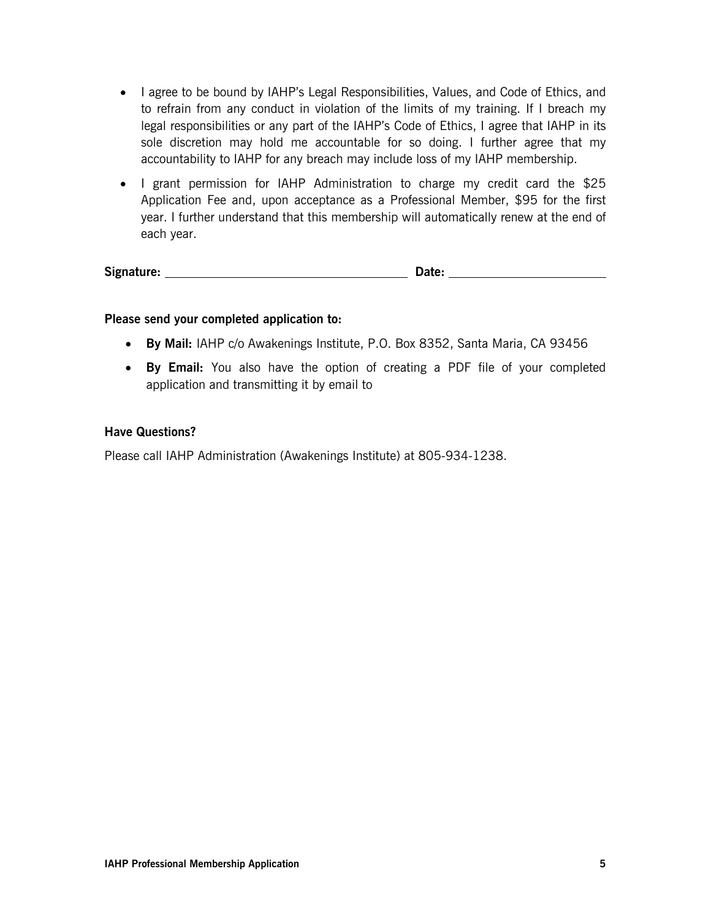- I agree to be bound by IAHP's Legal Responsibilities, Values, and Code of Ethics, and to refrain from any conduct in violation of the limits of my training. If I breach my legal responsibilities or any part of the IAHP's Code of Ethics, I agree that IAHP in its sole discretion may hold me accountable for so doing. I further agree that my accountability to IAHP for any breach may include loss of my IAHP membership.
- I grant permission for IAHP Administration to charge my credit card the $25 Application Fee and, upon acceptance as a Professional Member, $95 for the first year. I further understand that this membership will automatically renew at the end of each year.

**Signature:** ______________________________ **Date:** ____________________

**Please send your completed application to:**

- **By Mail:** IAHP c/o Awakenings Institute, P.O. Box 8352, Santa Maria, CA 93456
- **By Email:** You also have the option of creating a PDF file of your completed application and transmitting it by email to

**Have Questions?**

Please call IAHP Administration (Awakenings Institute) at 805-934-1238.